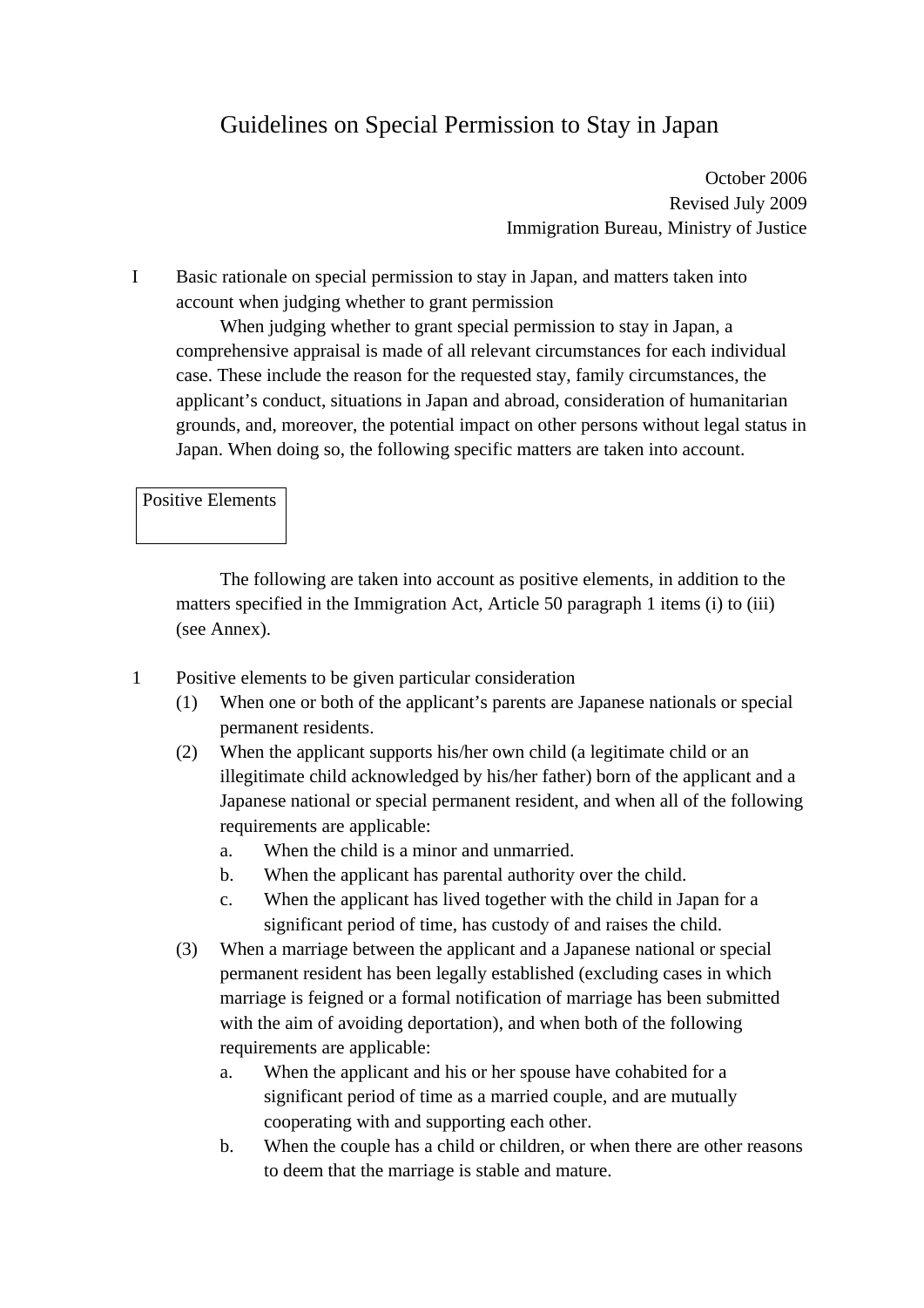# Guidelines on Special Permission to Stay in Japan

October 2006
Revised July 2009
Immigration Bureau, Ministry of Justice

## I Basic rationale on special permission to stay in Japan, and matters taken into account when judging whether to grant permission

When judging whether to grant special permission to stay in Japan, a comprehensive appraisal is made of all relevant circumstances for each individual case. These include the reason for the requested stay, family circumstances, the applicant's conduct, situations in Japan and abroad, consideration of humanitarian grounds, and, moreover, the potential impact on other persons without legal status in Japan. When doing so, the following specific matters are taken into account.

### Positive Elements

The following are taken into account as positive elements, in addition to the matters specified in the Immigration Act, Article 50 paragraph 1 items (i) to (iii) (see Annex).

1 Positive elements to be given particular consideration

(1) When one or both of the applicant's parents are Japanese nationals or special permanent residents.

(2) When the applicant supports his/her own child (a legitimate child or an illegitimate child acknowledged by his/her father) born of the applicant and a Japanese national or special permanent resident, and when all of the following requirements are applicable:

- a. When the child is a minor and unmarried.
- b. When the applicant has parental authority over the child.
- c. When the applicant has lived together with the child in Japan for a significant period of time, has custody of and raises the child.

(3) When a marriage between the applicant and a Japanese national or special permanent resident has been legally established (excluding cases in which marriage is feigned or a formal notification of marriage has been submitted with the aim of avoiding deportation), and when both of the following requirements are applicable:

- a. When the applicant and his or her spouse have cohabited for a significant period of time as a married couple, and are mutually cooperating with and supporting each other.
- b. When the couple has a child or children, or when there are other reasons to deem that the marriage is stable and mature.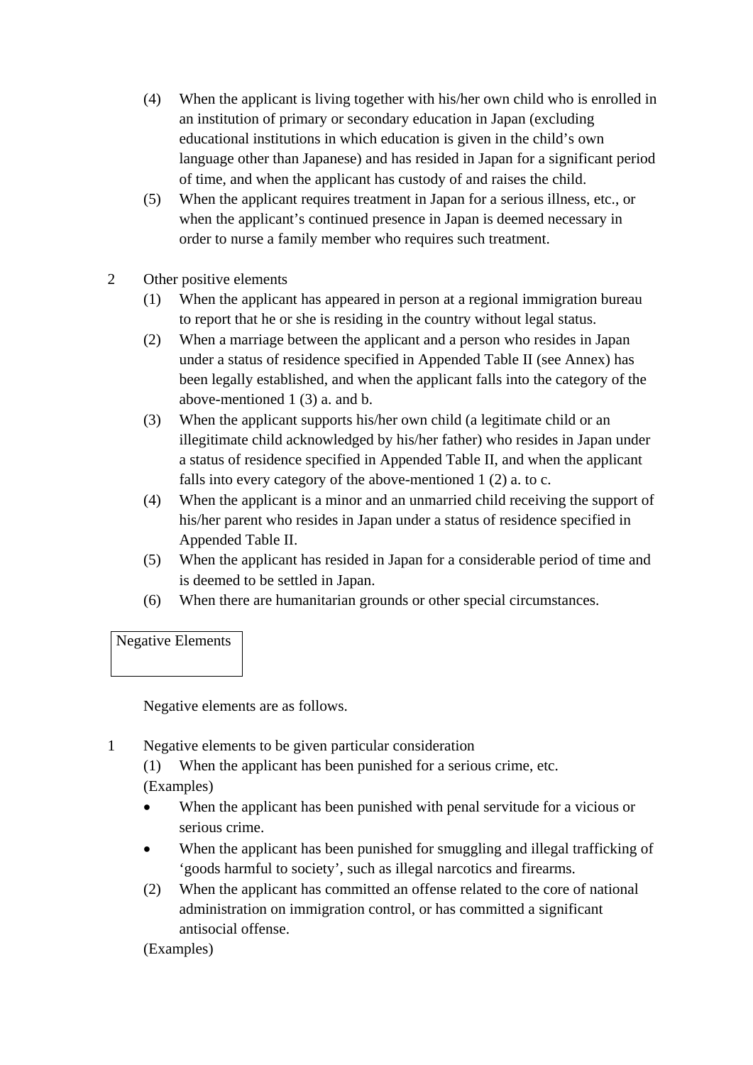(4) When the applicant is living together with his/her own child who is enrolled in an institution of primary or secondary education in Japan (excluding educational institutions in which education is given in the child's own language other than Japanese) and has resided in Japan for a significant period of time, and when the applicant has custody of and raises the child.

(5) When the applicant requires treatment in Japan for a serious illness, etc., or when the applicant's continued presence in Japan is deemed necessary in order to nurse a family member who requires such treatment.

2 Other positive elements

(1) When the applicant has appeared in person at a regional immigration bureau to report that he or she is residing in the country without legal status.

(2) When a marriage between the applicant and a person who resides in Japan under a status of residence specified in Appended Table II (see Annex) has been legally established, and when the applicant falls into the category of the above-mentioned 1 (3) a. and b.

(3) When the applicant supports his/her own child (a legitimate child or an illegitimate child acknowledged by his/her father) who resides in Japan under a status of residence specified in Appended Table II, and when the applicant falls into every category of the above-mentioned 1 (2) a. to c.

(4) When the applicant is a minor and an unmarried child receiving the support of his/her parent who resides in Japan under a status of residence specified in Appended Table II.

(5) When the applicant has resided in Japan for a considerable period of time and is deemed to be settled in Japan.

(6) When there are humanitarian grounds or other special circumstances.

## Negative Elements

Negative elements are as follows.

1 Negative elements to be given particular consideration

(1) When the applicant has been punished for a serious crime, etc.

(Examples)

- When the applicant has been punished with penal servitude for a vicious or serious crime.
- When the applicant has been punished for smuggling and illegal trafficking of 'goods harmful to society', such as illegal narcotics and firearms.

(2) When the applicant has committed an offense related to the core of national administration on immigration control, or has committed a significant antisocial offense.

(Examples)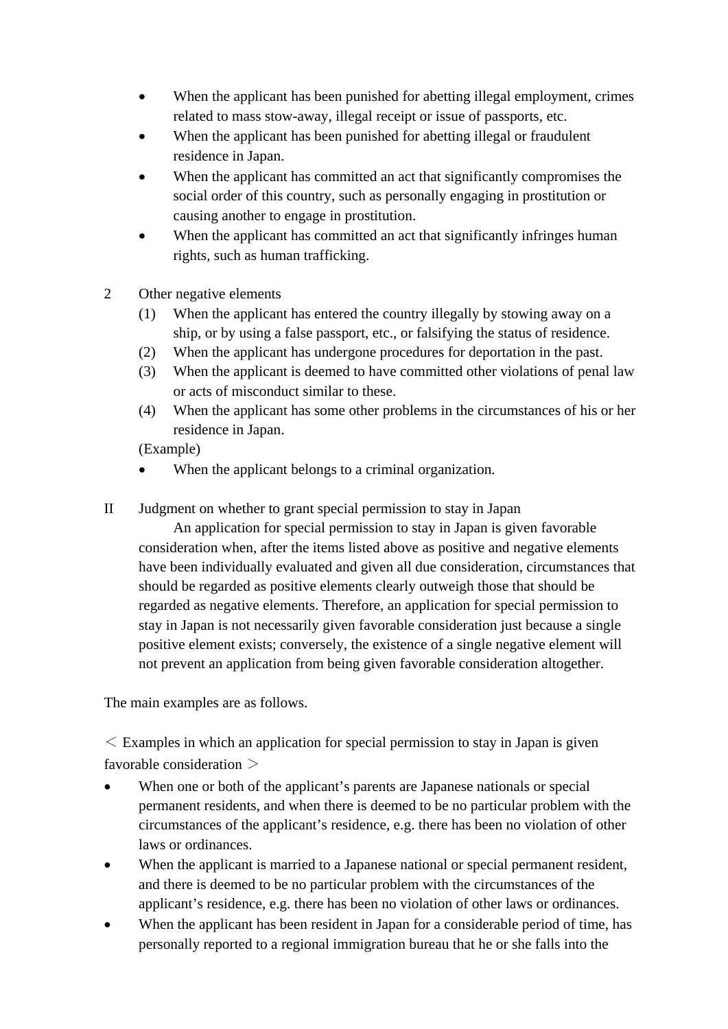- When the applicant has been punished for abetting illegal employment, crimes related to mass stow-away, illegal receipt or issue of passports, etc.
- When the applicant has been punished for abetting illegal or fraudulent residence in Japan.
- When the applicant has committed an act that significantly compromises the social order of this country, such as personally engaging in prostitution or causing another to engage in prostitution.
- When the applicant has committed an act that significantly infringes human rights, such as human trafficking.

2 Other negative elements

(1) When the applicant has entered the country illegally by stowing away on a ship, or by using a false passport, etc., or falsifying the status of residence.

(2) When the applicant has undergone procedures for deportation in the past.

(3) When the applicant is deemed to have committed other violations of penal law or acts of misconduct similar to these.

(4) When the applicant has some other problems in the circumstances of his or her residence in Japan.

(Example)

- When the applicant belongs to a criminal organization.

II Judgment on whether to grant special permission to stay in Japan

An application for special permission to stay in Japan is given favorable consideration when, after the items listed above as positive and negative elements have been individually evaluated and given all due consideration, circumstances that should be regarded as positive elements clearly outweigh those that should be regarded as negative elements. Therefore, an application for special permission to stay in Japan is not necessarily given favorable consideration just because a single positive element exists; conversely, the existence of a single negative element will not prevent an application from being given favorable consideration altogether.

The main examples are as follows.

＜ Examples in which an application for special permission to stay in Japan is given favorable consideration ＞

- When one or both of the applicant's parents are Japanese nationals or special permanent residents, and when there is deemed to be no particular problem with the circumstances of the applicant's residence, e.g. there has been no violation of other laws or ordinances.
- When the applicant is married to a Japanese national or special permanent resident, and there is deemed to be no particular problem with the circumstances of the applicant's residence, e.g. there has been no violation of other laws or ordinances.
- When the applicant has been resident in Japan for a considerable period of time, has personally reported to a regional immigration bureau that he or she falls into the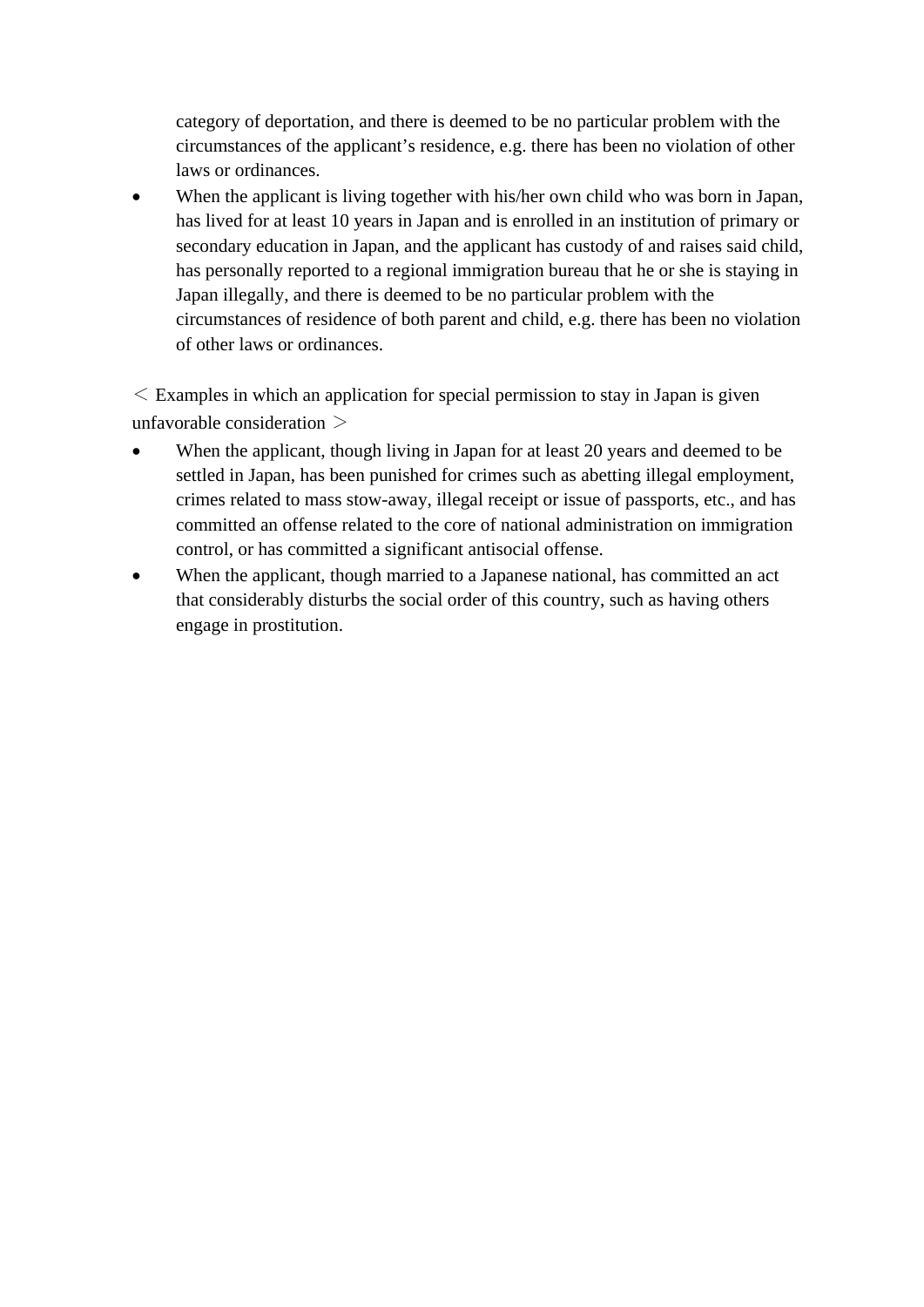category of deportation, and there is deemed to be no particular problem with the circumstances of the applicant's residence, e.g. there has been no violation of other laws or ordinances.

- When the applicant is living together with his/her own child who was born in Japan, has lived for at least 10 years in Japan and is enrolled in an institution of primary or secondary education in Japan, and the applicant has custody of and raises said child, has personally reported to a regional immigration bureau that he or she is staying in Japan illegally, and there is deemed to be no particular problem with the circumstances of residence of both parent and child, e.g. there has been no violation of other laws or ordinances.

＜ Examples in which an application for special permission to stay in Japan is given unfavorable consideration ＞

- When the applicant, though living in Japan for at least 20 years and deemed to be settled in Japan, has been punished for crimes such as abetting illegal employment, crimes related to mass stow-away, illegal receipt or issue of passports, etc., and has committed an offense related to the core of national administration on immigration control, or has committed a significant antisocial offense.
- When the applicant, though married to a Japanese national, has committed an act that considerably disturbs the social order of this country, such as having others engage in prostitution.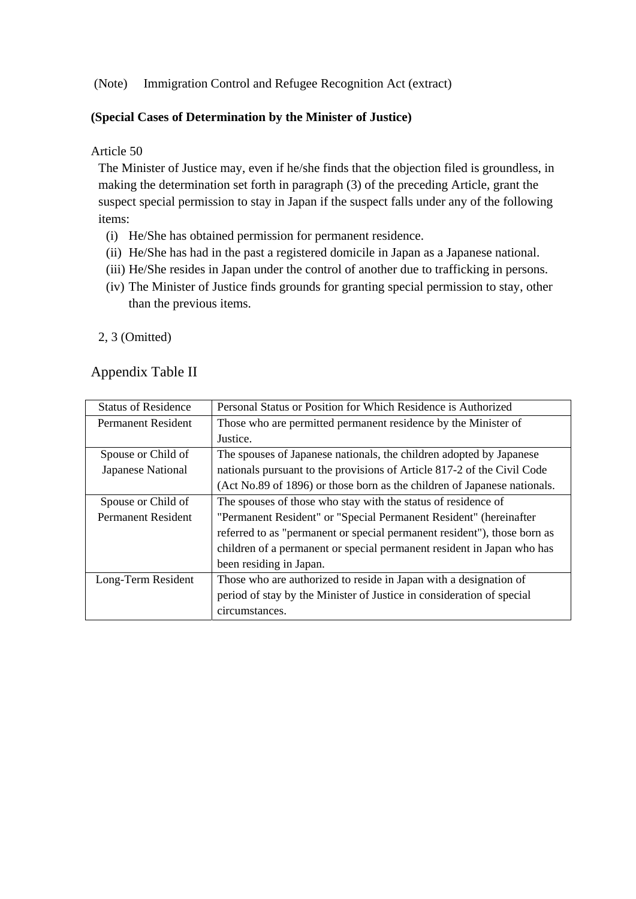(Note) Immigration Control and Refugee Recognition Act (extract)

**(Special Cases of Determination by the Minister of Justice)**

Article 50

The Minister of Justice may, even if he/she finds that the objection filed is groundless, in making the determination set forth in paragraph (3) of the preceding Article, grant the suspect special permission to stay in Japan if the suspect falls under any of the following items:

(i) He/She has obtained permission for permanent residence.
(ii) He/She has had in the past a registered domicile in Japan as a Japanese national.
(iii) He/She resides in Japan under the control of another due to trafficking in persons.
(iv) The Minister of Justice finds grounds for granting special permission to stay, other than the previous items.

2, 3 (Omitted)

Appendix Table II

| Status of Residence | Personal Status or Position for Which Residence is Authorized |
|---|---|
| Permanent Resident | Those who are permitted permanent residence by the Minister of Justice. |
| Spouse or Child of Japanese National | The spouses of Japanese nationals, the children adopted by Japanese nationals pursuant to the provisions of Article 817-2 of the Civil Code (Act No.89 of 1896) or those born as the children of Japanese nationals. |
| Spouse or Child of Permanent Resident | The spouses of those who stay with the status of residence of "Permanent Resident" or "Special Permanent Resident" (hereinafter referred to as "permanent or special permanent resident"), those born as children of a permanent or special permanent resident in Japan who has been residing in Japan. |
| Long-Term Resident | Those who are authorized to reside in Japan with a designation of period of stay by the Minister of Justice in consideration of special circumstances. |